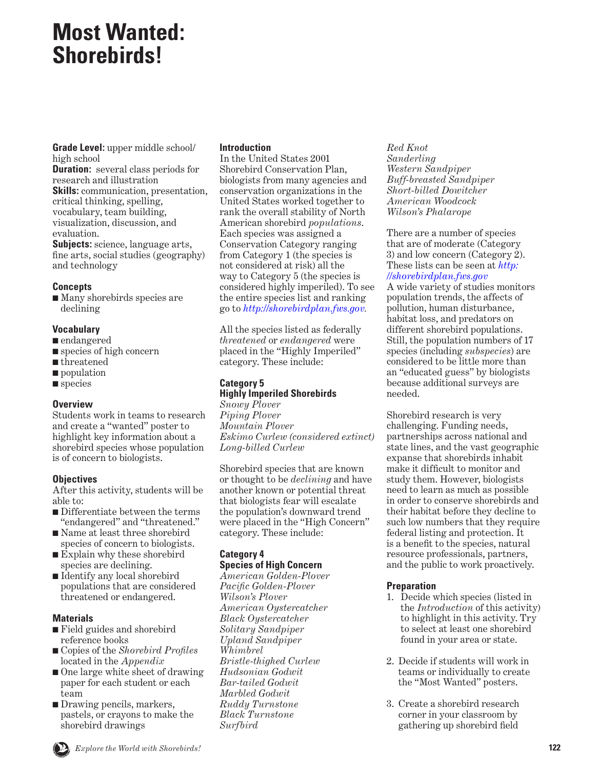# Most Wanted: Shorebirds!

**Grade Level:** upper middle school/ high school
**Duration:** several class periods for research and illustration
**Skills:** communication, presentation, critical thinking, spelling, vocabulary, team building, visualization, discussion, and evaluation.
**Subjects:** science, language arts, fine arts, social studies (geography) and technology

### Concepts

- Many shorebirds species are declining

### Vocabulary

- endangered
- species of high concern
- threatened
- population
- species

### Overview

Students work in teams to research and create a "wanted" poster to highlight key information about a shorebird species whose population is of concern to biologists.

### Objectives

After this activity, students will be able to:

- Differentiate between the terms "endangered" and "threatened."
- Name at least three shorebird species of concern to biologists.
- Explain why these shorebird species are declining.
- Identify any local shorebird populations that are considered threatened or endangered.

### Materials

- Field guides and shorebird reference books
- Copies of the *Shorebird Profiles* located in the *Appendix*
- One large white sheet of drawing paper for each student or each team
- Drawing pencils, markers, pastels, or crayons to make the shorebird drawings

### Introduction

In the United States 2001 Shorebird Conservation Plan, biologists from many agencies and conservation organizations in the United States worked together to rank the overall stability of North American shorebird *populations*. Each species was assigned a Conservation Category ranging from Category 1 (the species is not considered at risk) all the way to Category 5 (the species is considered highly imperiled). To see the entire species list and ranking go to *http://shorebirdplan.fws.gov.*

All the species listed as federally *threatened* or *endangered* were placed in the "Highly Imperiled" category. These include:

**Category 5**
**Highly Imperiled Shorebirds**

*Snowy Plover*
*Piping Plover*
*Mountain Plover*
*Eskimo Curlew (considered extinct)*
*Long-billed Curlew*

Shorebird species that are known or thought to be *declining* and have another known or potential threat that biologists fear will escalate the population's downward trend were placed in the "High Concern" category. These include:

**Category 4**
**Species of High Concern**

*American Golden-Plover*
*Pacific Golden-Plover*
*Wilson's Plover*
*American Oystercatcher*
*Black Oystercatcher*
*Solitary Sandpiper*
*Upland Sandpiper*
*Whimbrel*
*Bristle-thighed Curlew*
*Hudsonian Godwit*
*Bar-tailed Godwit*
*Marbled Godwit*
*Ruddy Turnstone*
*Black Turnstone*
*Surfbird*
*Red Knot*
*Sanderling*
*Western Sandpiper*
*Buff-breasted Sandpiper*
*Short-billed Dowitcher*
*American Woodcock*
*Wilson's Phalarope*

There are a number of species that are of moderate (Category 3) and low concern (Category 2). These lists can be seen at *http://shorebirdplan.fws.gov*
A wide variety of studies monitors population trends, the affects of pollution, human disturbance, habitat loss, and predators on different shorebird populations. Still, the population numbers of 17 species (including *subspecies*) are considered to be little more than an "educated guess" by biologists because additional surveys are needed.

Shorebird research is very challenging. Funding needs, partnerships across national and state lines, and the vast geographic expanse that shorebirds inhabit make it difficult to monitor and study them. However, biologists need to learn as much as possible in order to conserve shorebirds and their habitat before they decline to such low numbers that they require federal listing and protection. It is a benefit to the species, natural resource professionals, partners, and the public to work proactively.

### Preparation

1. Decide which species (listed in the *Introduction* of this activity) to highlight in this activity. Try to select at least one shorebird found in your area or state.
2. Decide if students will work in teams or individually to create the "Most Wanted" posters.
3. Create a shorebird research corner in your classroom by gathering up shorebird field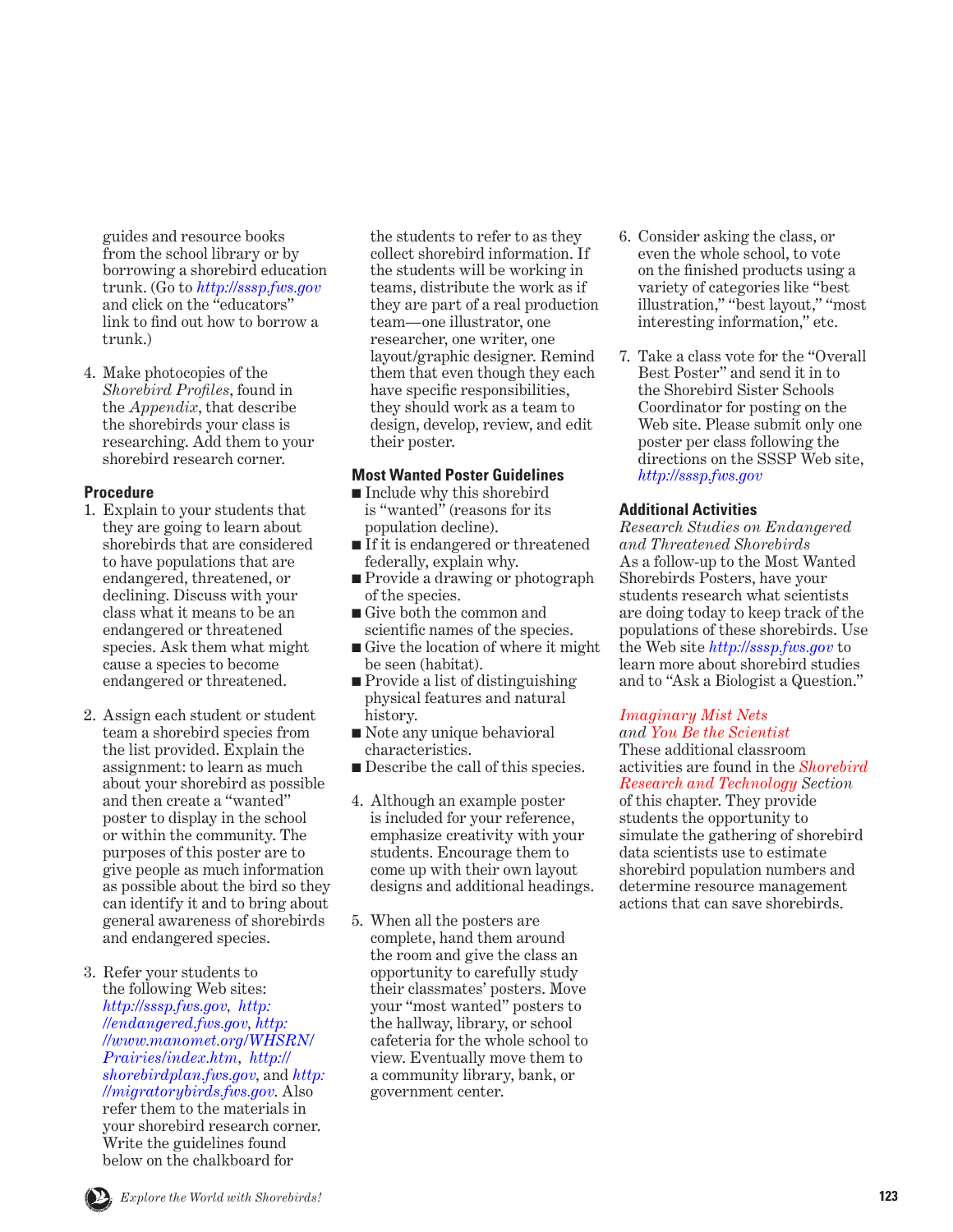guides and resource books from the school library or by borrowing a shorebird education trunk. (Go to *http://sssp.fws.gov* and click on the "educators" link to find out how to borrow a trunk.)

4. Make photocopies of the *Shorebird Profiles*, found in the *Appendix*, that describe the shorebirds your class is researching. Add them to your shorebird research corner.

## Procedure

1. Explain to your students that they are going to learn about shorebirds that are considered to have populations that are endangered, threatened, or declining. Discuss with your class what it means to be an endangered or threatened species. Ask them what might cause a species to become endangered or threatened.

2. Assign each student or student team a shorebird species from the list provided. Explain the assignment: to learn as much about your shorebird as possible and then create a "wanted" poster to display in the school or within the community. The purposes of this poster are to give people as much information as possible about the bird so they can identify it and to bring about general awareness of shorebirds and endangered species.

3. Refer your students to the following Web sites: *http://sssp.fws.gov*, *http://endangered.fws.gov*, *http://www.manomet.org/WHSRN/Prairies/index.htm*, *http://shorebirdplan.fws.gov*, and *http://migratorybirds.fws.gov*. Also refer them to the materials in your shorebird research corner. Write the guidelines found below on the chalkboard for the students to refer to as they collect shorebird information. If the students will be working in teams, distribute the work as if they are part of a real production team—one illustrator, one researcher, one writer, one layout/graphic designer. Remind them that even though they each have specific responsibilities, they should work as a team to design, develop, review, and edit their poster.

### Most Wanted Poster Guidelines

- Include why this shorebird is "wanted" (reasons for its population decline).
- If it is endangered or threatened federally, explain why.
- Provide a drawing or photograph of the species.
- Give both the common and scientific names of the species.
- Give the location of where it might be seen (habitat).
- Provide a list of distinguishing physical features and natural history.
- Note any unique behavioral characteristics.
- Describe the call of this species.

4. Although an example poster is included for your reference, emphasize creativity with your students. Encourage them to come up with their own layout designs and additional headings.

5. When all the posters are complete, hand them around the room and give the class an opportunity to carefully study their classmates' posters. Move your "most wanted" posters to the hallway, library, or school cafeteria for the whole school to view. Eventually move them to a community library, bank, or government center.

6. Consider asking the class, or even the whole school, to vote on the finished products using a variety of categories like "best illustration," "best layout," "most interesting information," etc.

7. Take a class vote for the "Overall Best Poster" and send it in to the Shorebird Sister Schools Coordinator for posting on the Web site. Please submit only one poster per class following the directions on the SSSP Web site, *http://sssp.fws.gov*

## Additional Activities

*Research Studies on Endangered and Threatened Shorebirds*
As a follow-up to the Most Wanted Shorebirds Posters, have your students research what scientists are doing today to keep track of the populations of these shorebirds. Use the Web site *http://sssp.fws.gov* to learn more about shorebird studies and to "Ask a Biologist a Question."

*Imaginary Mist Nets and You Be the Scientist*
These additional classroom activities are found in the *Shorebird Research and Technology Section* of this chapter. They provide students the opportunity to simulate the gathering of shorebird data scientists use to estimate shorebird population numbers and determine resource management actions that can save shorebirds.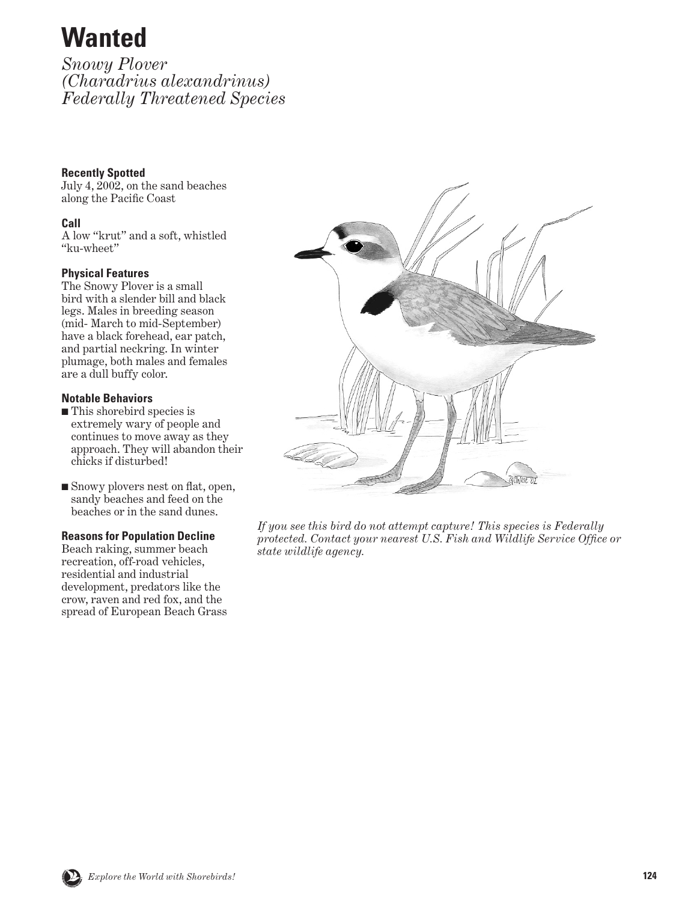# Wanted

*Snowy Plover*
*(Charadrius alexandrinus)*
*Federally Threatened Species*

**Recently Spotted**
July 4, 2002, on the sand beaches along the Pacific Coast

**Call**
A low "krut" and a soft, whistled "ku-wheet"

**Physical Features**
The Snowy Plover is a small bird with a slender bill and black legs. Males in breeding season (mid- March to mid-September) have a black forehead, ear patch, and partial neckring. In winter plumage, both males and females are a dull buffy color.

**Notable Behaviors**

- This shorebird species is extremely wary of people and continues to move away as they approach. They will abandon their chicks if disturbed!
- Snowy plovers nest on flat, open, sandy beaches and feed on the beaches or in the sand dunes.

**Reasons for Population Decline**
Beach raking, summer beach recreation, off-road vehicles, residential and industrial development, predators like the crow, raven and red fox, and the spread of European Beach Grass

*If you see this bird do not attempt capture! This species is Federally protected. Contact your nearest U.S. Fish and Wildlife Service Office or state wildlife agency.*